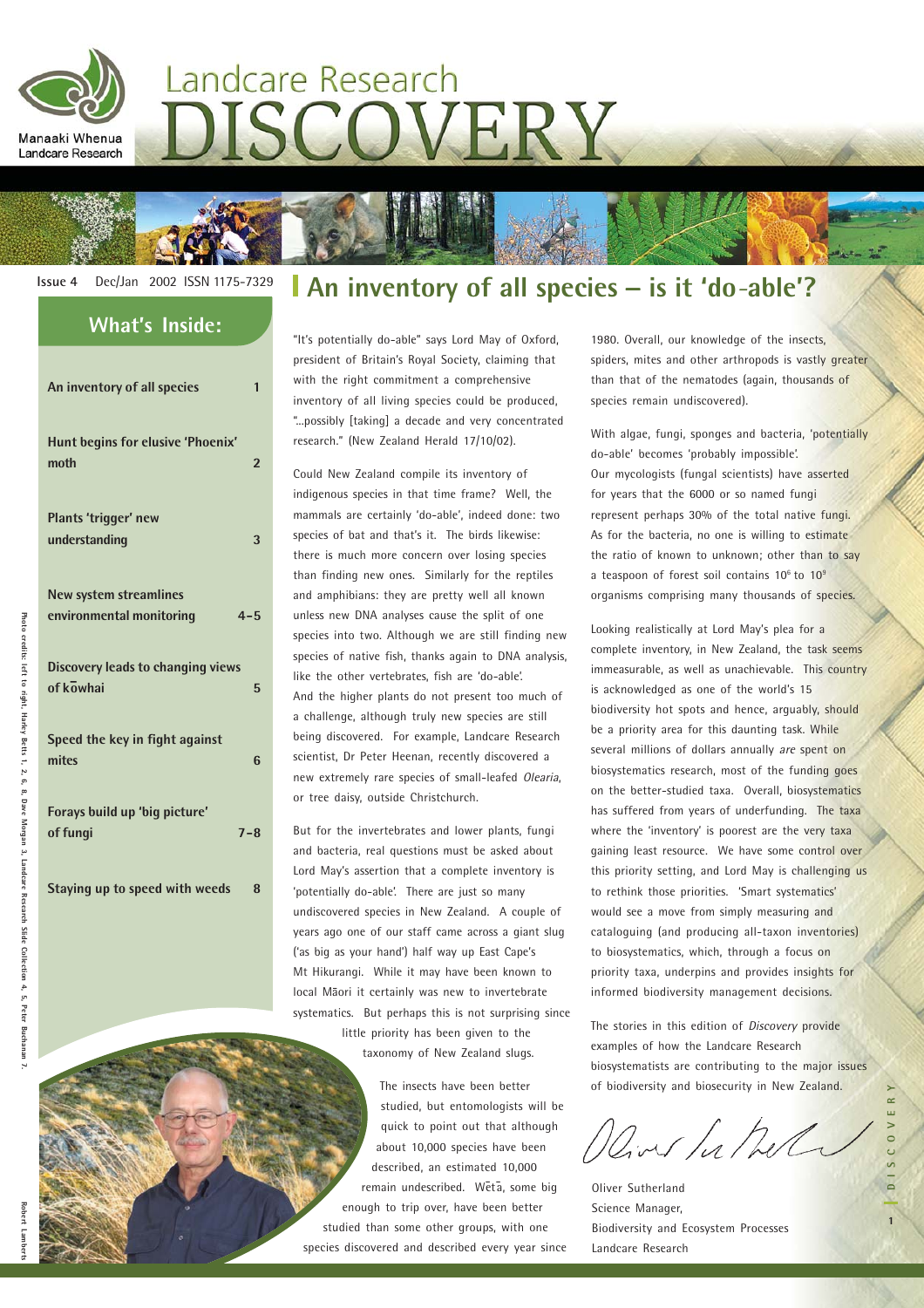Manaaki Whenua
Landcare Research

# Landcare Research DISCOVERY

Issue 4 Dec/Jan 2002 ISSN 1175-7329

## What's Inside:

| | |
|---|---|
| An inventory of all species | 1 |
| Hunt begins for elusive 'Phoenix' moth | 2 |
| Plants 'trigger' new understanding | 3 |
| New system streamlines environmental monitoring | 4–5 |
| Discovery leads to changing views of kōwhai | 5 |
| Speed the key in fight against mites | 6 |
| Forays build up 'big picture' of fungi | 7–8 |
| Staying up to speed with weeds | 8 |

Photo credits: left to right, Harley Betts 1, 2, 6, 8; Dave Morgan 3; Landcare Research Slide Collection 4, 5; Peter Buchanan 7.

Robert Lamberts

# An inventory of all species – is it 'do-able'?

"It's potentially do-able" says Lord May of Oxford, president of Britain's Royal Society, claiming that with the right commitment a comprehensive inventory of all living species could be produced, "...possibly [taking] a decade and very concentrated research." (New Zealand Herald 17/10/02).

Could New Zealand compile its inventory of indigenous species in that time frame? Well, the mammals are certainly 'do-able', indeed done: two species of bat and that's it. The birds likewise: there is much more concern over losing species than finding new ones. Similarly for the reptiles and amphibians: they are pretty well all known unless new DNA analyses cause the split of one species into two. Although we are still finding new species of native fish, thanks again to DNA analysis, like the other vertebrates, fish are 'do-able'. And the higher plants do not present too much of a challenge, although truly new species are still being discovered. For example, Landcare Research scientist, Dr Peter Heenan, recently discovered a new extremely rare species of small-leafed *Olearia*, or tree daisy, outside Christchurch.

But for the invertebrates and lower plants, fungi and bacteria, real questions must be asked about Lord May's assertion that a complete inventory is 'potentially do-able'. There are just so many undiscovered species in New Zealand. A couple of years ago one of our staff came across a giant slug ('as big as your hand') half way up East Cape's Mt Hikurangi. While it may have been known to local Māori it certainly was new to invertebrate systematics. But perhaps this is not surprising since little priority has been given to the taxonomy of New Zealand slugs.

The insects have been better studied, but entomologists will be quick to point out that although about 10,000 species have been described, an estimated 10,000 remain undescribed. Wētā, some big enough to trip over, have been better studied than some other groups, with one species discovered and described every year since 1980. Overall, our knowledge of the insects, spiders, mites and other arthropods is vastly greater than that of the nematodes (again, thousands of species remain undiscovered).

With algae, fungi, sponges and bacteria, 'potentially do-able' becomes 'probably impossible'. Our mycologists (fungal scientists) have asserted for years that the 6000 or so named fungi represent perhaps 30% of the total native fungi. As for the bacteria, no one is willing to estimate the ratio of known to unknown; other than to say a teaspoon of forest soil contains $10^6$ to $10^9$ organisms comprising many thousands of species.

Looking realistically at Lord May's plea for a complete inventory, in New Zealand, the task seems immeasurable, as well as unachievable. This country is acknowledged as one of the world's 15 biodiversity hot spots and hence, arguably, should be a priority area for this daunting task. While several millions of dollars annually *are* spent on biosystematics research, most of the funding goes on the better-studied taxa. Overall, biosystematics has suffered from years of underfunding. The taxa where the 'inventory' is poorest are the very taxa gaining least resource. We have some control over this priority setting, and Lord May is challenging us to rethink those priorities. 'Smart systematics' would see a move from simply measuring and cataloguing (and producing all-taxon inventories) to biosystematics, which, through a focus on priority taxa, underpins and provides insights for informed biodiversity management decisions.

The stories in this edition of *Discovery* provide examples of how the Landcare Research biosystematists are contributing to the major issues of biodiversity and biosecurity in New Zealand.

Oliver Sutherland
Science Manager,
Biodiversity and Ecosystem Processes
Landcare Research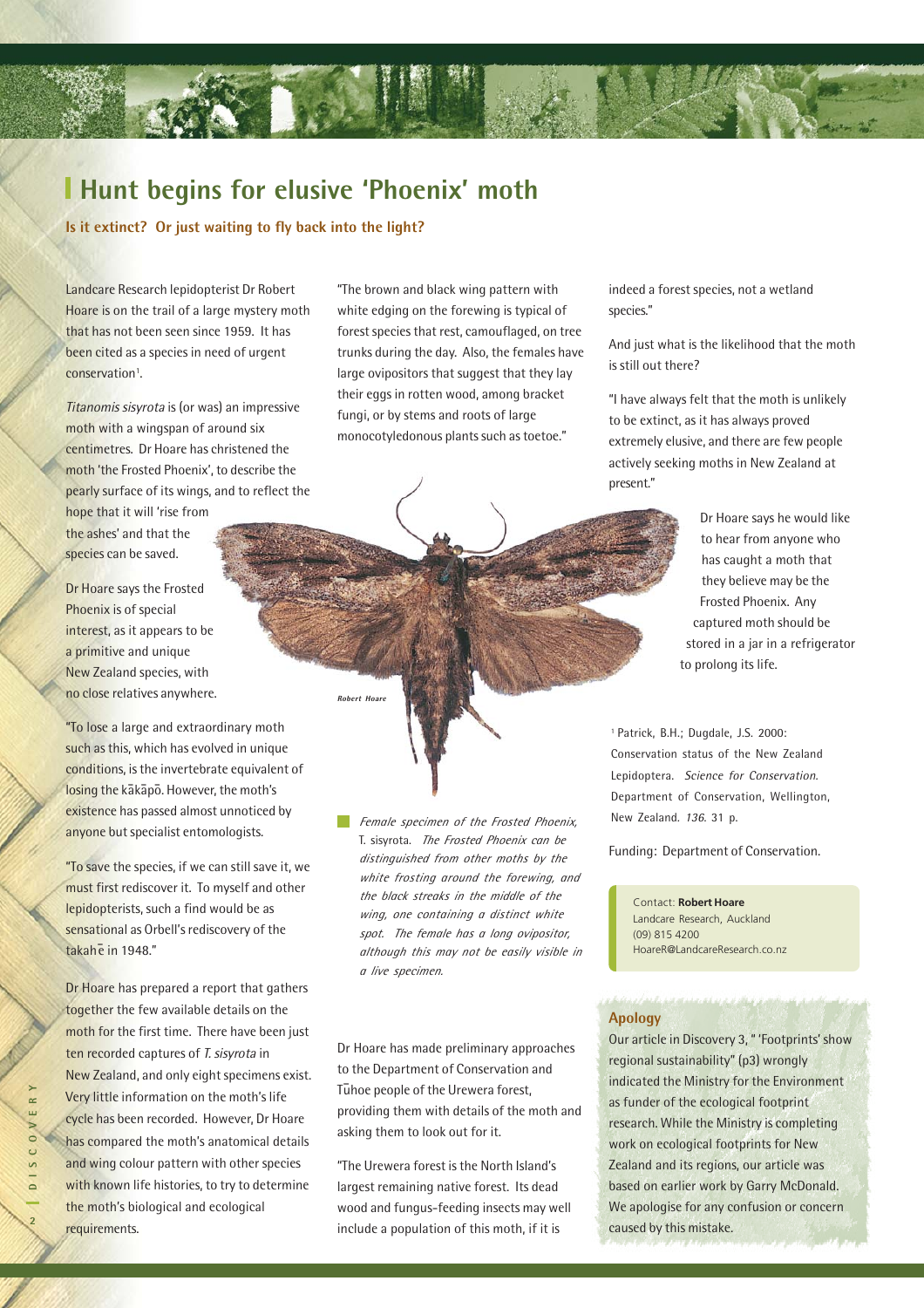# Hunt begins for elusive 'Phoenix' moth

**Is it extinct? Or just waiting to fly back into the light?**

Landcare Research lepidopterist Dr Robert Hoare is on the trail of a large mystery moth that has not been seen since 1959. It has been cited as a species in need of urgent conservation[1].

*Titanomis sisyrota* is (or was) an impressive moth with a wingspan of around six centimetres. Dr Hoare has christened the moth 'the Frosted Phoenix', to describe the pearly surface of its wings, and to reflect the hope that it will 'rise from the ashes' and that the species can be saved.

Dr Hoare says the Frosted Phoenix is of special interest, as it appears to be a primitive and unique New Zealand species, with no close relatives anywhere.

"To lose a large and extraordinary moth such as this, which has evolved in unique conditions, is the invertebrate equivalent of losing the kākāpō. However, the moth's existence has passed almost unnoticed by anyone but specialist entomologists.

"To save the species, if we can still save it, we must first rediscover it. To myself and other lepidopterists, such a find would be as sensational as Orbell's rediscovery of the takahē in 1948."

Dr Hoare has prepared a report that gathers together the few available details on the moth for the first time. There have been just ten recorded captures of *T. sisyrota* in New Zealand, and only eight specimens exist. Very little information on the moth's life cycle has been recorded. However, Dr Hoare has compared the moth's anatomical details and wing colour pattern with other species with known life histories, to try to determine the moth's biological and ecological requirements.

"The brown and black wing pattern with white edging on the forewing is typical of forest species that rest, camouflaged, on tree trunks during the day. Also, the females have large ovipositors that suggest that they lay their eggs in rotten wood, among bracket fungi, or by stems and roots of large monocotyledonous plants such as toetoe."

*Robert Hoare*

*Female specimen of the Frosted Phoenix,* T. sisyrota. *The Frosted Phoenix can be distinguished from other moths by the white frosting around the forewing, and the black streaks in the middle of the wing, one containing a distinct white spot. The female has a long ovipositor, although this may not be easily visible in a live specimen.*

Dr Hoare has made preliminary approaches to the Department of Conservation and Tūhoe people of the Urewera forest, providing them with details of the moth and asking them to look out for it.

"The Urewera forest is the North Island's largest remaining native forest. Its dead wood and fungus-feeding insects may well include a population of this moth, if it is indeed a forest species, not a wetland species."

And just what is the likelihood that the moth is still out there?

"I have always felt that the moth is unlikely to be extinct, as it has always proved extremely elusive, and there are few people actively seeking moths in New Zealand at present."

Dr Hoare says he would like to hear from anyone who has caught a moth that they believe may be the Frosted Phoenix. Any captured moth should be stored in a jar in a refrigerator to prolong its life.

[1] Patrick, B.H.; Dugdale, J.S. 2000: Conservation status of the New Zealand Lepidoptera. *Science for Conservation*. Department of Conservation, Wellington, New Zealand. *136*. 31 p.

Funding: Department of Conservation.

Contact: **Robert Hoare**
Landcare Research, Auckland
(09) 815 4200
HoareR@LandcareResearch.co.nz

## Apology

Our article in Discovery 3, "'Footprints' show regional sustainability" (p3) wrongly indicated the Ministry for the Environment as funder of the ecological footprint research. While the Ministry is completing work on ecological footprints for New Zealand and its regions, our article was based on earlier work by Garry McDonald. We apologise for any confusion or concern caused by this mistake.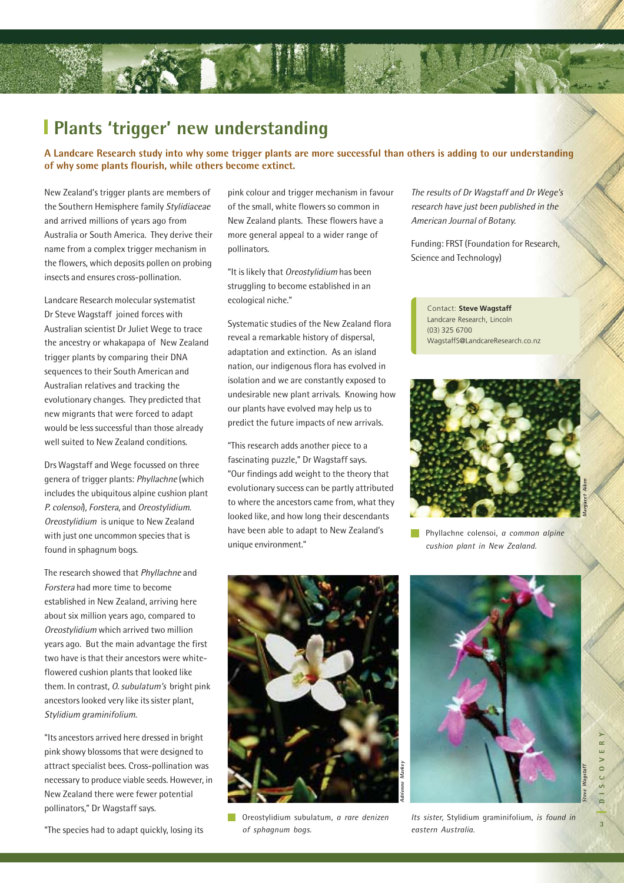# Plants 'trigger' new understanding

**A Landcare Research study into why some trigger plants are more successful than others is adding to our understanding of why some plants flourish, while others become extinct.**

New Zealand's trigger plants are members of the Southern Hemisphere family *Stylidiaceae* and arrived millions of years ago from Australia or South America. They derive their name from a complex trigger mechanism in the flowers, which deposits pollen on probing insects and ensures cross-pollination.

Landcare Research molecular systematist Dr Steve Wagstaff joined forces with Australian scientist Dr Juliet Wege to trace the ancestry or whakapapa of New Zealand trigger plants by comparing their DNA sequences to their South American and Australian relatives and tracking the evolutionary changes. They predicted that new migrants that were forced to adapt would be less successful than those already well suited to New Zealand conditions.

Drs Wagstaff and Wege focussed on three genera of trigger plants: *Phyllachne* (which includes the ubiquitous alpine cushion plant *P. colensoi*), *Forstera*, and *Oreostylidium*. *Oreostylidium* is unique to New Zealand with just one uncommon species that is found in sphagnum bogs.

The research showed that *Phyllachne* and *Forstera* had more time to become established in New Zealand, arriving here about six million years ago, compared to *Oreostylidium* which arrived two million years ago. But the main advantage the first two have is that their ancestors were white-flowered cushion plants that looked like them. In contrast, *O. subulatum's* bright pink ancestors looked very like its sister plant, *Stylidium graminifolium*.

"Its ancestors arrived here dressed in bright pink showy blossoms that were designed to attract specialist bees. Cross-pollination was necessary to produce viable seeds. However, in New Zealand there were fewer potential pollinators," Dr Wagstaff says.

"The species had to adapt quickly, losing its pink colour and trigger mechanism in favour of the small, white flowers so common in New Zealand plants. These flowers have a more general appeal to a wider range of pollinators.

"It is likely that *Oreostylidium* has been struggling to become established in an ecological niche."

Systematic studies of the New Zealand flora reveal a remarkable history of dispersal, adaptation and extinction. As an island nation, our indigenous flora has evolved in isolation and we are constantly exposed to undesirable new plant arrivals. Knowing how our plants have evolved may help us to predict the future impacts of new arrivals.

"This research adds another piece to a fascinating puzzle," Dr Wagstaff says. "Our findings add weight to the theory that evolutionary success can be partly attributed to where the ancestors came from, what they looked like, and how long their descendants have been able to adapt to New Zealand's unique environment."

*The results of Dr Wagstaff and Dr Wege's research have just been published in the American Journal of Botany.*

Funding: FRST (Foundation for Research, Science and Technology)

Contact: **Steve Wagstaff**
Landcare Research, Lincoln
(03) 325 6700
WagstaffS@LandcareResearch.co.nz

Margaret Aiken

Phyllachne colensoi, *a common alpine cushion plant in New Zealand.*

Adrienne Markey

Oreostylidium subulatum, *a rare denizen of sphagnum bogs.*

Steve Wagstaff

*Its sister,* Stylidium graminifolium, *is found in eastern Australia.*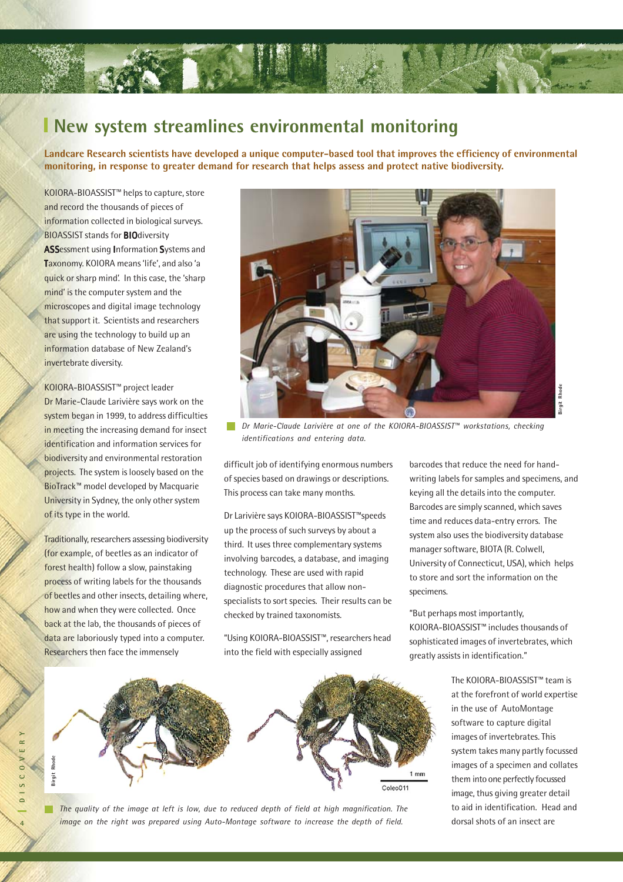# New system streamlines environmental monitoring

**Landcare Research scientists have developed a unique computer-based tool that improves the efficiency of environmental monitoring, in response to greater demand for research that helps assess and protect native biodiversity.**

KOIORA-BIOASSIST™ helps to capture, store and record the thousands of pieces of information collected in biological surveys. BIOASSIST stands for **BIO**diversity **ASS**essment using **I**nformation **S**ystems and **T**axonomy. KOIORA means 'life', and also 'a quick or sharp mind'. In this case, the 'sharp mind' is the computer system and the microscopes and digital image technology that support it. Scientists and researchers are using the technology to build up an information database of New Zealand's invertebrate diversity.

KOIORA-BIOASSIST™ project leader Dr Marie-Claude Larivière says work on the system began in 1999, to address difficulties in meeting the increasing demand for insect identification and information services for biodiversity and environmental restoration projects. The system is loosely based on the BioTrack™ model developed by Macquarie University in Sydney, the only other system of its type in the world.

Traditionally, researchers assessing biodiversity (for example, of beetles as an indicator of forest health) follow a slow, painstaking process of writing labels for the thousands of beetles and other insects, detailing where, how and when they were collected. Once back at the lab, the thousands of pieces of data are laboriously typed into a computer. Researchers then face the immensely difficult job of identifying enormous numbers of species based on drawings or descriptions. This process can take many months.

*Dr Marie-Claude Larivière at one of the KOIORA-BIOASSIST™ workstations, checking identifications and entering data.*

Dr Larivière says KOIORA-BIOASSIST™speeds up the process of such surveys by about a third. It uses three complementary systems involving barcodes, a database, and imaging technology. These are used with rapid diagnostic procedures that allow non-specialists to sort species. Their results can be checked by trained taxonomists.

"Using KOIORA-BIOASSIST™, researchers head into the field with especially assigned barcodes that reduce the need for hand-writing labels for samples and specimens, and keying all the details into the computer. Barcodes are simply scanned, which saves time and reduces data-entry errors. The system also uses the biodiversity database manager software, BIOTA (R. Colwell, University of Connecticut, USA), which helps to store and sort the information on the specimens.

"But perhaps most importantly, KOIORA-BIOASSIST™ includes thousands of sophisticated images of invertebrates, which greatly assists in identification."

*The quality of the image at left is low, due to reduced depth of field at high magnification. The image on the right was prepared using Auto-Montage software to increase the depth of field.*

The KOIORA-BIOASSIST™ team is at the forefront of world expertise in the use of AutoMontage software to capture digital images of invertebrates. This system takes many partly focussed images of a specimen and collates them into one perfectly focussed image, thus giving greater detail to aid in identification. Head and dorsal shots of an insect are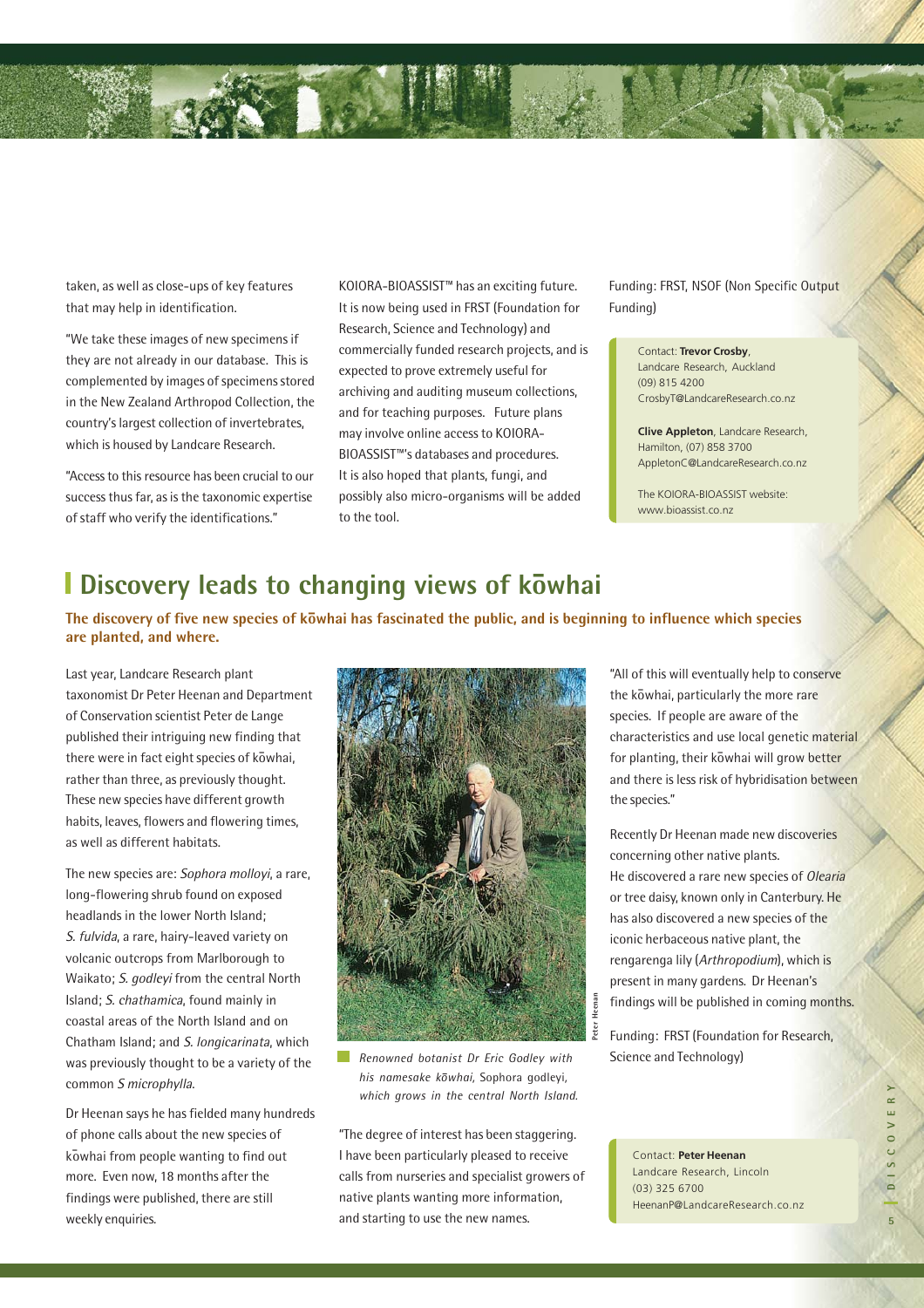taken, as well as close-ups of key features that may help in identification.

"We take these images of new specimens if they are not already in our database. This is complemented by images of specimens stored in the New Zealand Arthropod Collection, the country's largest collection of invertebrates, which is housed by Landcare Research.

"Access to this resource has been crucial to our success thus far, as is the taxonomic expertise of staff who verify the identifications."

KOIORA-BIOASSIST™ has an exciting future. It is now being used in FRST (Foundation for Research, Science and Technology) and commercially funded research projects, and is expected to prove extremely useful for archiving and auditing museum collections, and for teaching purposes. Future plans may involve online access to KOIORA-BIOASSIST™'s databases and procedures. It is also hoped that plants, fungi, and possibly also micro-organisms will be added to the tool.

Funding: FRST, NSOF (Non Specific Output Funding)

> Contact: **Trevor Crosby**, Landcare Research, Auckland
> (09) 815 4200
> CrosbyT@LandcareResearch.co.nz
>
> **Clive Appleton**, Landcare Research, Hamilton, (07) 858 3700
> AppletonC@LandcareResearch.co.nz
>
> The KOIORA-BIOASSIST website:
> www.bioassist.co.nz

## Discovery leads to changing views of kōwhai

**The discovery of five new species of kōwhai has fascinated the public, and is beginning to influence which species are planted, and where.**

Last year, Landcare Research plant taxonomist Dr Peter Heenan and Department of Conservation scientist Peter de Lange published their intriguing new finding that there were in fact eight species of kōwhai, rather than three, as previously thought. These new species have different growth habits, leaves, flowers and flowering times, as well as different habitats.

The new species are: *Sophora molloyi*, a rare, long-flowering shrub found on exposed headlands in the lower North Island; *S. fulvida*, a rare, hairy-leaved variety on volcanic outcrops from Marlborough to Waikato; *S. godleyi* from the central North Island; *S. chathamica*, found mainly in coastal areas of the North Island and on Chatham Island; and *S. longicarinata*, which was previously thought to be a variety of the common *S microphylla*.

Dr Heenan says he has fielded many hundreds of phone calls about the new species of kōwhai from people wanting to find out more. Even now, 18 months after the findings were published, there are still weekly enquiries.

*Renowned botanist Dr Eric Godley with his namesake kōwhai,* Sophora godleyi, *which grows in the central North Island.*

"The degree of interest has been staggering. I have been particularly pleased to receive calls from nurseries and specialist growers of native plants wanting more information, and starting to use the new names.

"All of this will eventually help to conserve the kōwhai, particularly the more rare species. If people are aware of the characteristics and use local genetic material for planting, their kōwhai will grow better and there is less risk of hybridisation between the species."

Recently Dr Heenan made new discoveries concerning other native plants. He discovered a rare new species of *Olearia* or tree daisy, known only in Canterbury. He has also discovered a new species of the iconic herbaceous native plant, the rengarenga lily (*Arthropodium*), which is present in many gardens. Dr Heenan's findings will be published in coming months.

Funding: FRST (Foundation for Research, Science and Technology)

> Contact: **Peter Heenan**
> Landcare Research, Lincoln
> (03) 325 6700
> HeenanP@LandcareResearch.co.nz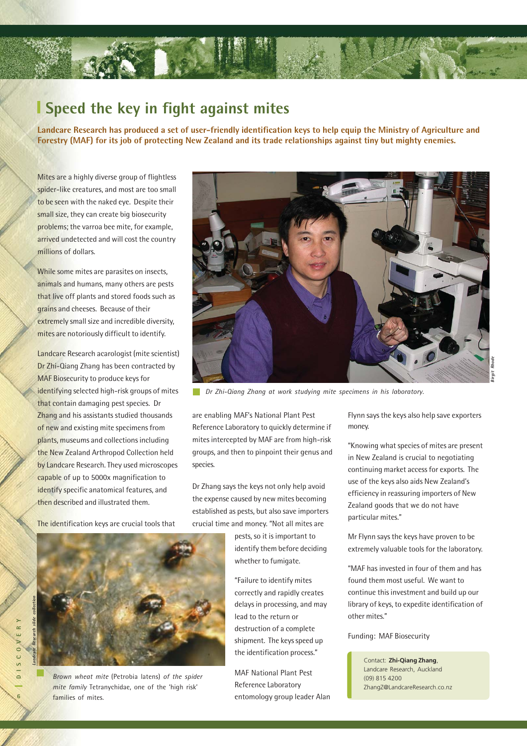# Speed the key in fight against mites

**Landcare Research has produced a set of user-friendly identification keys to help equip the Ministry of Agriculture and Forestry (MAF) for its job of protecting New Zealand and its trade relationships against tiny but mighty enemies.**

Mites are a highly diverse group of flightless spider-like creatures, and most are too small to be seen with the naked eye. Despite their small size, they can create big biosecurity problems; the varroa bee mite, for example, arrived undetected and will cost the country millions of dollars.

While some mites are parasites on insects, animals and humans, many others are pests that live off plants and stored foods such as grains and cheeses. Because of their extremely small size and incredible diversity, mites are notoriously difficult to identify.

Landcare Research acarologist (mite scientist) Dr Zhi-Qiang Zhang has been contracted by MAF Biosecurity to produce keys for identifying selected high-risk groups of mites that contain damaging pest species. Dr Zhang and his assistants studied thousands of new and existing mite specimens from plants, museums and collections including the New Zealand Arthropod Collection held by Landcare Research. They used microscopes capable of up to 5000x magnification to identify specific anatomical features, and then described and illustrated them.

*Dr Zhi-Qiang Zhang at work studying mite specimens in his laboratory.*

The identification keys are crucial tools that are enabling MAF's National Plant Pest Reference Laboratory to quickly determine if mites intercepted by MAF are from high-risk groups, and then to pinpoint their genus and species.

Dr Zhang says the keys not only help avoid the expense caused by new mites becoming established as pests, but also save importers crucial time and money. "Not all mites are pests, so it is important to identify them before deciding whether to fumigate.

"Failure to identify mites correctly and rapidly creates delays in processing, and may lead to the return or destruction of a complete shipment. The keys speed up the identification process."

*Brown wheat mite* (Petrobia latens) *of the spider mite family* Tetranychidae, *one of the 'high risk' families of mites.*

MAF National Plant Pest Reference Laboratory entomology group leader Alan Flynn says the keys also help save exporters money.

"Knowing what species of mites are present in New Zealand is crucial to negotiating continuing market access for exports. The use of the keys also aids New Zealand's efficiency in reassuring importers of New Zealand goods that we do not have particular mites."

Mr Flynn says the keys have proven to be extremely valuable tools for the laboratory.

"MAF has invested in four of them and has found them most useful. We want to continue this investment and build up our library of keys, to expedite identification of other mites."

Funding: MAF Biosecurity

Contact: **Zhi-Qiang Zhang**, Landcare Research, Auckland
(09) 815 4200
ZhangZ@LandcareResearch.co.nz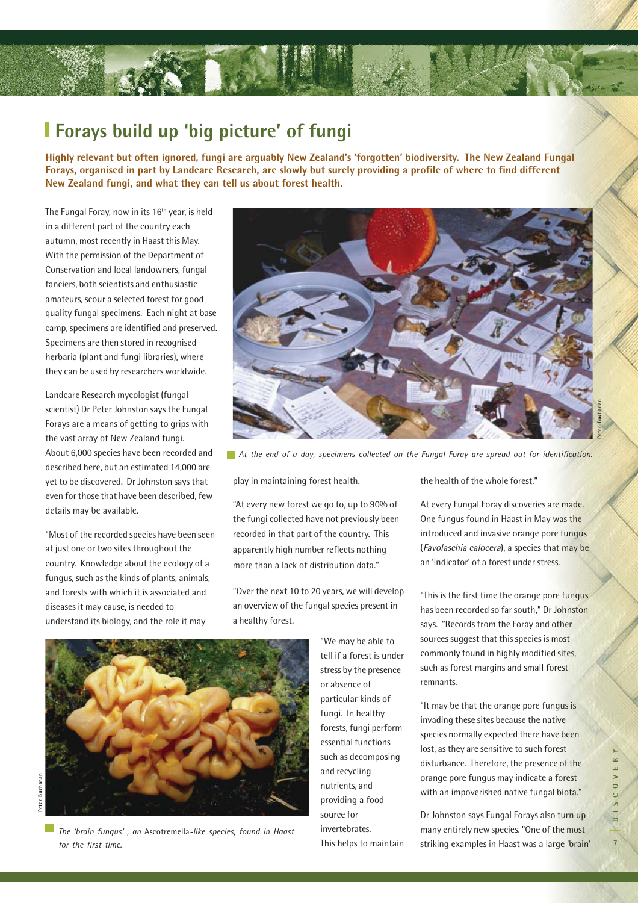# Forays build up 'big picture' of fungi

**Highly relevant but often ignored, fungi are arguably New Zealand's 'forgotten' biodiversity. The New Zealand Fungal Forays, organised in part by Landcare Research, are slowly but surely providing a profile of where to find different New Zealand fungi, and what they can tell us about forest health.**

The Fungal Foray, now in its 16th year, is held in a different part of the country each autumn, most recently in Haast this May. With the permission of the Department of Conservation and local landowners, fungal fanciers, both scientists and enthusiastic amateurs, scour a selected forest for good quality fungal specimens. Each night at base camp, specimens are identified and preserved. Specimens are then stored in recognised herbaria (plant and fungi libraries), where they can be used by researchers worldwide.

Landcare Research mycologist (fungal scientist) Dr Peter Johnston says the Fungal Forays are a means of getting to grips with the vast array of New Zealand fungi. About 6,000 species have been recorded and described here, but an estimated 14,000 are yet to be discovered. Dr Johnston says that even for those that have been described, few details may be available.

"Most of the recorded species have been seen at just one or two sites throughout the country. Knowledge about the ecology of a fungus, such as the kinds of plants, animals, and forests with which it is associated and diseases it may cause, is needed to understand its biology, and the role it may play in maintaining forest health.

At the end of a day, specimens collected on the Fungal Foray are spread out for identification.

"At every new forest we go to, up to 90% of the fungi collected have not previously been recorded in that part of the country. This apparently high number reflects nothing more than a lack of distribution data."

"Over the next 10 to 20 years, we will develop an overview of the fungal species present in a healthy forest.

"We may be able to tell if a forest is under stress by the presence or absence of particular kinds of fungi. In healthy forests, fungi perform essential functions such as decomposing and recycling nutrients, and providing a food source for invertebrates. This helps to maintain the health of the whole forest."

*The 'brain fungus', an* Ascotremella*-like species, found in Haast for the first time.*

At every Fungal Foray discoveries are made. One fungus found in Haast in May was the introduced and invasive orange pore fungus (*Favolaschia calocera*), a species that may be an 'indicator' of a forest under stress.

"This is the first time the orange pore fungus has been recorded so far south," Dr Johnston says. "Records from the Foray and other sources suggest that this species is most commonly found in highly modified sites, such as forest margins and small forest remnants.

"It may be that the orange pore fungus is invading these sites because the native species normally expected there have been lost, as they are sensitive to such forest disturbance. Therefore, the presence of the orange pore fungus may indicate a forest with an impoverished native fungal biota."

Dr Johnston says Fungal Forays also turn up many entirely new species. "One of the most striking examples in Haast was a large 'brain'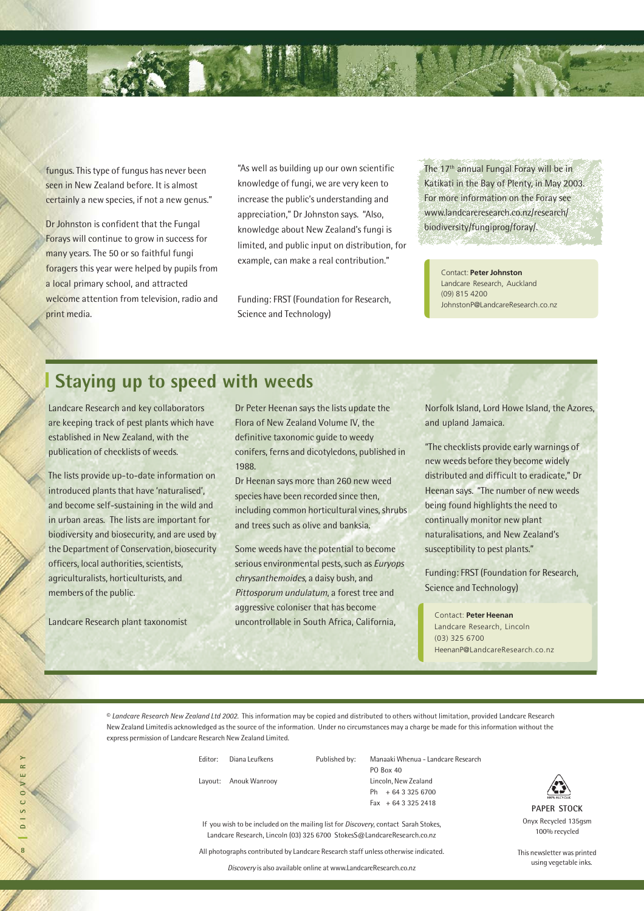fungus. This type of fungus has never been seen in New Zealand before. It is almost certainly a new species, if not a new genus."

Dr Johnston is confident that the Fungal Forays will continue to grow in success for many years. The 50 or so faithful fungi foragers this year were helped by pupils from a local primary school, and attracted welcome attention from television, radio and print media.

"As well as building up our own scientific knowledge of fungi, we are very keen to increase the public's understanding and appreciation," Dr Johnston says. "Also, knowledge about New Zealand's fungi is limited, and public input on distribution, for example, can make a real contribution."

Funding: FRST (Foundation for Research, Science and Technology)

The 17th annual Fungal Foray will be in Katikati in the Bay of Plenty, in May 2003. For more information on the Foray see www.landcareresearch.co.nz/research/biodiversity/fungiprog/foray/.

Contact: **Peter Johnston**
Landcare Research, Auckland
(09) 815 4200
JohnstonP@LandcareResearch.co.nz

## Staying up to speed with weeds

Landcare Research and key collaborators are keeping track of pest plants which have established in New Zealand, with the publication of checklists of weeds.

The lists provide up-to-date information on introduced plants that have 'naturalised', and become self-sustaining in the wild and in urban areas. The lists are important for biodiversity and biosecurity, and are used by the Department of Conservation, biosecurity officers, local authorities, scientists, agriculturalists, horticulturists, and members of the public.

Landcare Research plant taxonomist Dr Peter Heenan says the lists update the Flora of New Zealand Volume IV, the definitive taxonomic guide to weedy conifers, ferns and dicotyledons, published in 1988.

Dr Heenan says more than 260 new weed species have been recorded since then, including common horticultural vines, shrubs and trees such as olive and banksia.

Some weeds have the potential to become serious environmental pests, such as *Euryops chrysanthemoides*, a daisy bush, and *Pittosporum undulatum*, a forest tree and aggressive coloniser that has become uncontrollable in South Africa, California, Norfolk Island, Lord Howe Island, the Azores, and upland Jamaica.

"The checklists provide early warnings of new weeds before they become widely distributed and difficult to eradicate," Dr Heenan says. "The number of new weeds being found highlights the need to continually monitor new plant naturalisations, and New Zealand's susceptibility to pest plants."

Funding: FRST (Foundation for Research, Science and Technology)

Contact: **Peter Heenan**
Landcare Research, Lincoln
(03) 325 6700
HeenanP@LandcareResearch.co.nz

© *Landcare Research New Zealand Ltd 2002.* This information may be copied and distributed to others without limitation, provided Landcare Research New Zealand Limited is acknowledged as the source of the information. Under no circumstances may a charge be made for this information without the express permission of Landcare Research New Zealand Limited.

Editor: Diana Leufkens

Layout: Anouk Wanrooy

Published by: Manaaki Whenua - Landcare Research
PO Box 40
Lincoln, New Zealand
Ph + 64 3 325 6700
Fax + 64 3 325 2418

If you wish to be included on the mailing list for *Discovery*, contact Sarah Stokes, Landcare Research, Lincoln (03) 325 6700 StokesS@LandcareResearch.co.nz

All photographs contributed by Landcare Research staff unless otherwise indicated.

*Discovery* is also available online at www.LandcareResearch.co.nz

PAPER STOCK
Onyx Recycled 135gsm
100% recycled

This newsletter was printed using vegetable inks.